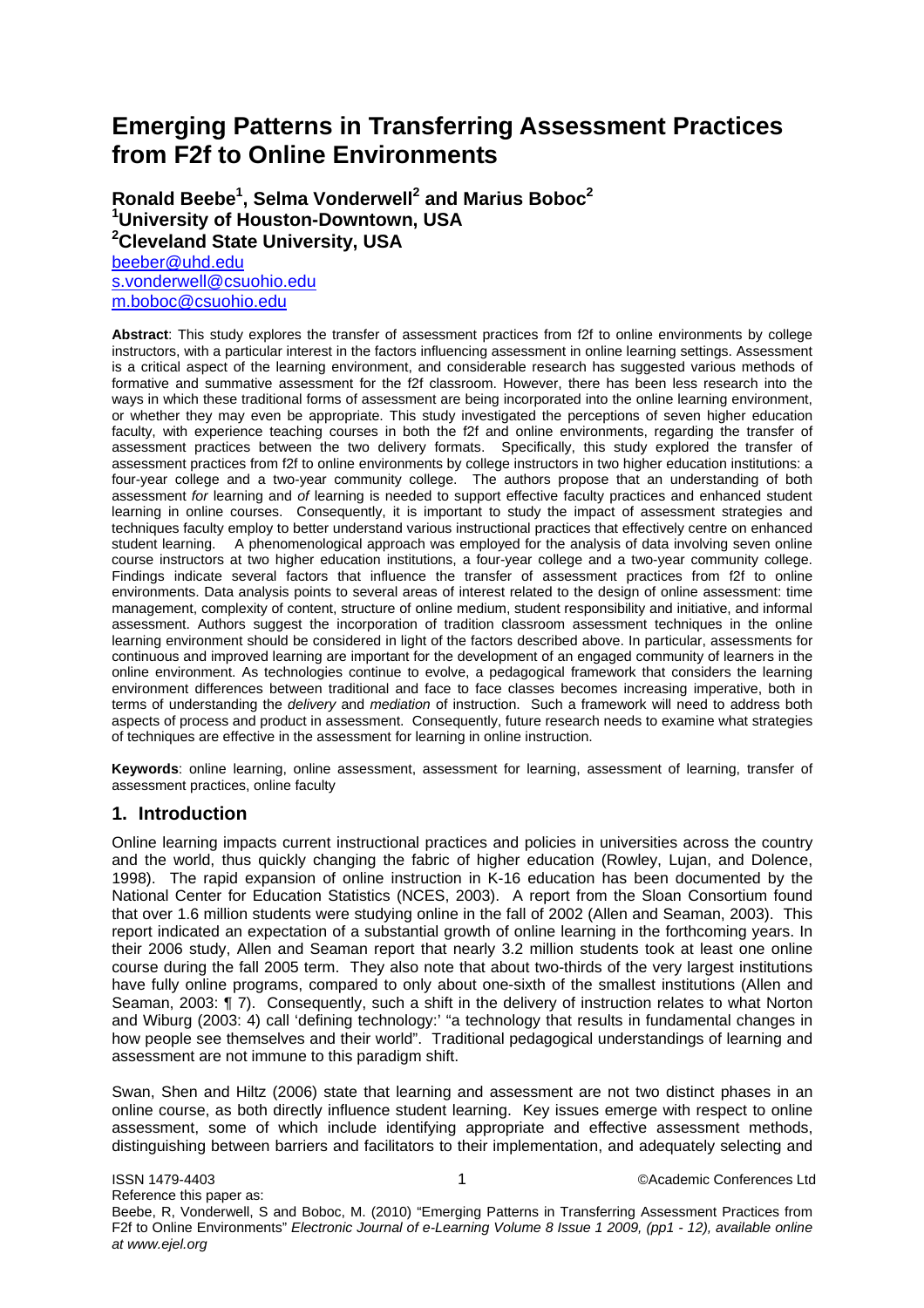# Emerging Patterns in Transferring Assessment Practices from F2f to Online Environments

**Ronald Beebe[1], Selma Vonderwell[2] and Marius Boboc[2]**
**[1]University of Houston-Downtown, USA**
**[2]Cleveland State University, USA**

beeber@uhd.edu
s.vonderwell@csuohio.edu
m.boboc@csuohio.edu

**Abstract**: This study explores the transfer of assessment practices from f2f to online environments by college instructors, with a particular interest in the factors influencing assessment in online learning settings. Assessment is a critical aspect of the learning environment, and considerable research has suggested various methods of formative and summative assessment for the f2f classroom. However, there has been less research into the ways in which these traditional forms of assessment are being incorporated into the online learning environment, or whether they may even be appropriate. This study investigated the perceptions of seven higher education faculty, with experience teaching courses in both the f2f and online environments, regarding the transfer of assessment practices between the two delivery formats. Specifically, this study explored the transfer of assessment practices from f2f to online environments by college instructors in two higher education institutions: a four-year college and a two-year community college. The authors propose that an understanding of both assessment *for* learning and *of* learning is needed to support effective faculty practices and enhanced student learning in online courses. Consequently, it is important to study the impact of assessment strategies and techniques faculty employ to better understand various instructional practices that effectively centre on enhanced student learning. A phenomenological approach was employed for the analysis of data involving seven online course instructors at two higher education institutions, a four-year college and a two-year community college. Findings indicate several factors that influence the transfer of assessment practices from f2f to online environments. Data analysis points to several areas of interest related to the design of online assessment: time management, complexity of content, structure of online medium, student responsibility and initiative, and informal assessment. Authors suggest the incorporation of tradition classroom assessment techniques in the online learning environment should be considered in light of the factors described above. In particular, assessments for continuous and improved learning are important for the development of an engaged community of learners in the online environment. As technologies continue to evolve, a pedagogical framework that considers the learning environment differences between traditional and face to face classes becomes increasing imperative, both in terms of understanding the *delivery* and *mediation* of instruction. Such a framework will need to address both aspects of process and product in assessment. Consequently, future research needs to examine what strategies of techniques are effective in the assessment for learning in online instruction.

**Keywords**: online learning, online assessment, assessment for learning, assessment of learning, transfer of assessment practices, online faculty

## 1. Introduction

Online learning impacts current instructional practices and policies in universities across the country and the world, thus quickly changing the fabric of higher education (Rowley, Lujan, and Dolence, 1998). The rapid expansion of online instruction in K-16 education has been documented by the National Center for Education Statistics (NCES, 2003). A report from the Sloan Consortium found that over 1.6 million students were studying online in the fall of 2002 (Allen and Seaman, 2003). This report indicated an expectation of a substantial growth of online learning in the forthcoming years. In their 2006 study, Allen and Seaman report that nearly 3.2 million students took at least one online course during the fall 2005 term. They also note that about two-thirds of the very largest institutions have fully online programs, compared to only about one-sixth of the smallest institutions (Allen and Seaman, 2003: ¶ 7). Consequently, such a shift in the delivery of instruction relates to what Norton and Wiburg (2003: 4) call 'defining technology:' "a technology that results in fundamental changes in how people see themselves and their world". Traditional pedagogical understandings of learning and assessment are not immune to this paradigm shift.

Swan, Shen and Hiltz (2006) state that learning and assessment are not two distinct phases in an online course, as both directly influence student learning. Key issues emerge with respect to online assessment, some of which include identifying appropriate and effective assessment methods, distinguishing between barriers and facilitators to their implementation, and adequately selecting and

Reference this paper as:
Beebe, R, Vonderwell, S and Boboc, M. (2010) "Emerging Patterns in Transferring Assessment Practices from F2f to Online Environments" *Electronic Journal of e-Learning Volume 8 Issue 1 2009, (pp1 - 12), available online at www.ejel.org*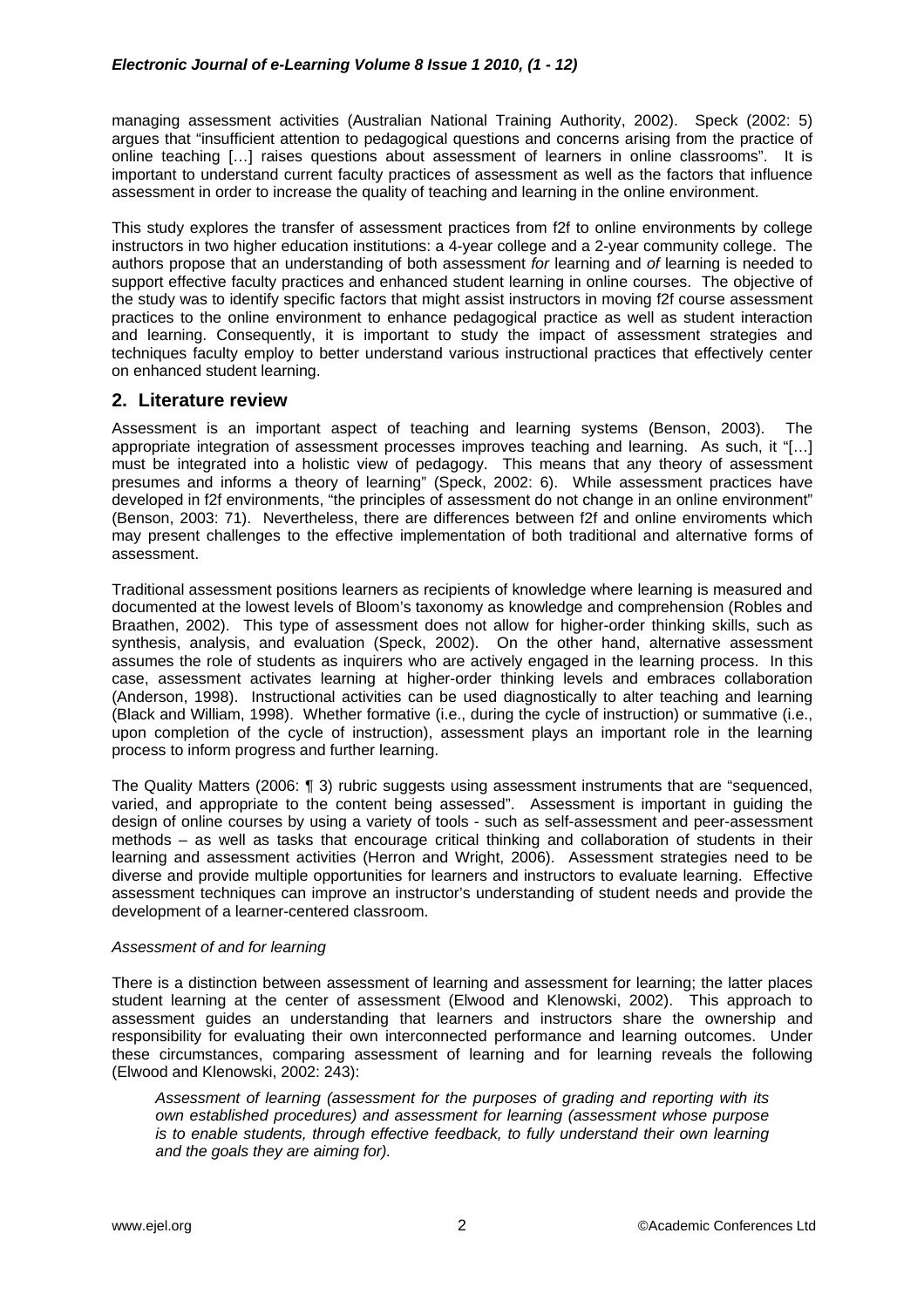managing assessment activities (Australian National Training Authority, 2002). Speck (2002: 5) argues that "insufficient attention to pedagogical questions and concerns arising from the practice of online teaching […] raises questions about assessment of learners in online classrooms". It is important to understand current faculty practices of assessment as well as the factors that influence assessment in order to increase the quality of teaching and learning in the online environment.

This study explores the transfer of assessment practices from f2f to online environments by college instructors in two higher education institutions: a 4-year college and a 2-year community college. The authors propose that an understanding of both assessment *for* learning and *of* learning is needed to support effective faculty practices and enhanced student learning in online courses. The objective of the study was to identify specific factors that might assist instructors in moving f2f course assessment practices to the online environment to enhance pedagogical practice as well as student interaction and learning. Consequently, it is important to study the impact of assessment strategies and techniques faculty employ to better understand various instructional practices that effectively center on enhanced student learning.

## 2. Literature review

Assessment is an important aspect of teaching and learning systems (Benson, 2003). The appropriate integration of assessment processes improves teaching and learning. As such, it "[…] must be integrated into a holistic view of pedagogy. This means that any theory of assessment presumes and informs a theory of learning" (Speck, 2002: 6). While assessment practices have developed in f2f environments, "the principles of assessment do not change in an online environment" (Benson, 2003: 71). Nevertheless, there are differences between f2f and online enviroments which may present challenges to the effective implementation of both traditional and alternative forms of assessment.

Traditional assessment positions learners as recipients of knowledge where learning is measured and documented at the lowest levels of Bloom's taxonomy as knowledge and comprehension (Robles and Braathen, 2002). This type of assessment does not allow for higher-order thinking skills, such as synthesis, analysis, and evaluation (Speck, 2002). On the other hand, alternative assessment assumes the role of students as inquirers who are actively engaged in the learning process. In this case, assessment activates learning at higher-order thinking levels and embraces collaboration (Anderson, 1998). Instructional activities can be used diagnostically to alter teaching and learning (Black and William, 1998). Whether formative (i.e., during the cycle of instruction) or summative (i.e., upon completion of the cycle of instruction), assessment plays an important role in the learning process to inform progress and further learning.

The Quality Matters (2006: ¶ 3) rubric suggests using assessment instruments that are "sequenced, varied, and appropriate to the content being assessed". Assessment is important in guiding the design of online courses by using a variety of tools - such as self-assessment and peer-assessment methods – as well as tasks that encourage critical thinking and collaboration of students in their learning and assessment activities (Herron and Wright, 2006). Assessment strategies need to be diverse and provide multiple opportunities for learners and instructors to evaluate learning. Effective assessment techniques can improve an instructor's understanding of student needs and provide the development of a learner-centered classroom.

*Assessment of and for learning*

There is a distinction between assessment of learning and assessment for learning; the latter places student learning at the center of assessment (Elwood and Klenowski, 2002). This approach to assessment guides an understanding that learners and instructors share the ownership and responsibility for evaluating their own interconnected performance and learning outcomes. Under these circumstances, comparing assessment of learning and for learning reveals the following (Elwood and Klenowski, 2002: 243):

> *Assessment of learning (assessment for the purposes of grading and reporting with its own established procedures) and assessment for learning (assessment whose purpose is to enable students, through effective feedback, to fully understand their own learning and the goals they are aiming for).*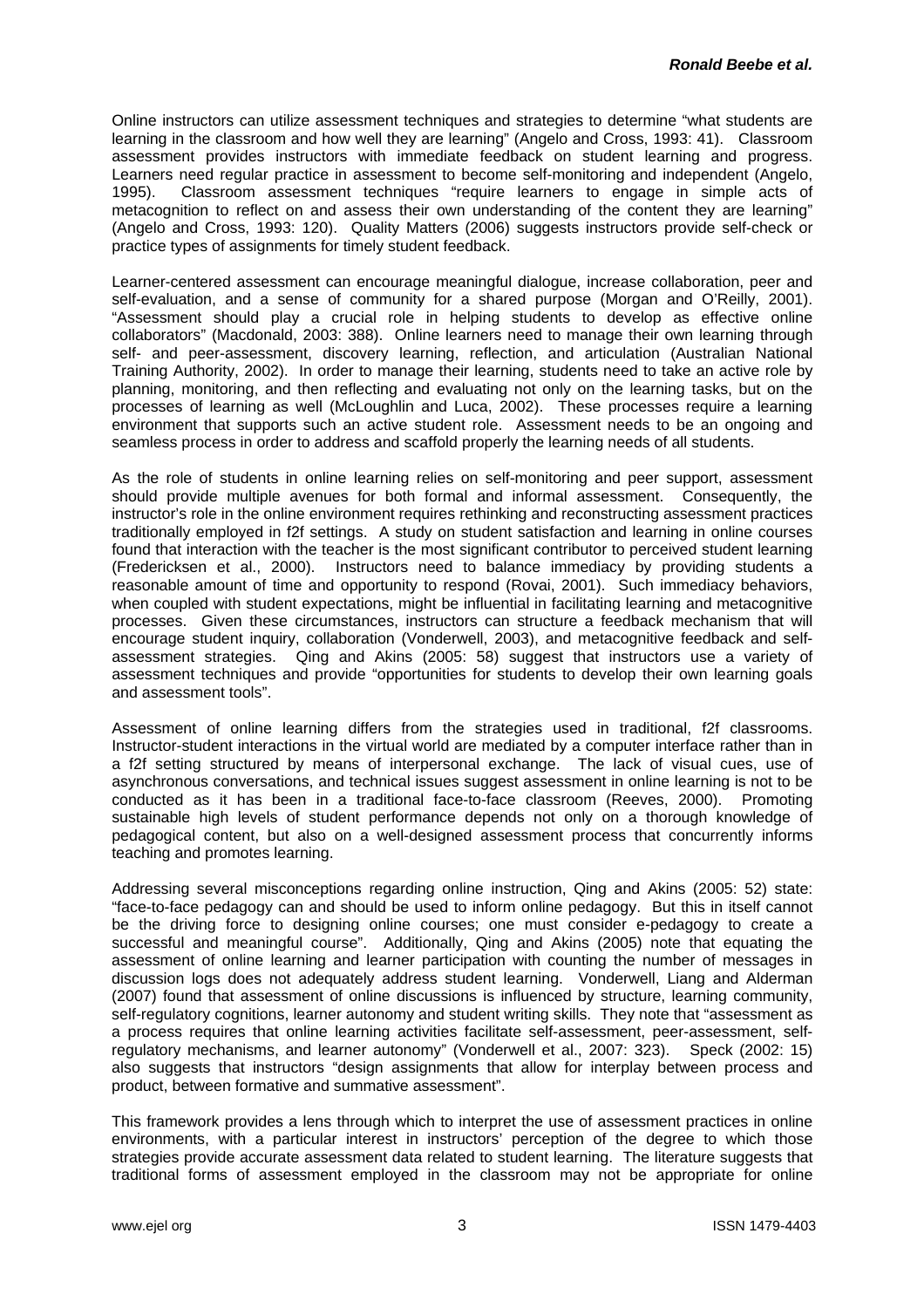Online instructors can utilize assessment techniques and strategies to determine "what students are learning in the classroom and how well they are learning" (Angelo and Cross, 1993: 41). Classroom assessment provides instructors with immediate feedback on student learning and progress. Learners need regular practice in assessment to become self-monitoring and independent (Angelo, 1995). Classroom assessment techniques "require learners to engage in simple acts of metacognition to reflect on and assess their own understanding of the content they are learning" (Angelo and Cross, 1993: 120). Quality Matters (2006) suggests instructors provide self-check or practice types of assignments for timely student feedback.

Learner-centered assessment can encourage meaningful dialogue, increase collaboration, peer and self-evaluation, and a sense of community for a shared purpose (Morgan and O'Reilly, 2001). "Assessment should play a crucial role in helping students to develop as effective online collaborators" (Macdonald, 2003: 388). Online learners need to manage their own learning through self- and peer-assessment, discovery learning, reflection, and articulation (Australian National Training Authority, 2002). In order to manage their learning, students need to take an active role by planning, monitoring, and then reflecting and evaluating not only on the learning tasks, but on the processes of learning as well (McLoughlin and Luca, 2002). These processes require a learning environment that supports such an active student role. Assessment needs to be an ongoing and seamless process in order to address and scaffold properly the learning needs of all students.

As the role of students in online learning relies on self-monitoring and peer support, assessment should provide multiple avenues for both formal and informal assessment. Consequently, the instructor's role in the online environment requires rethinking and reconstructing assessment practices traditionally employed in f2f settings. A study on student satisfaction and learning in online courses found that interaction with the teacher is the most significant contributor to perceived student learning (Fredericksen et al., 2000). Instructors need to balance immediacy by providing students a reasonable amount of time and opportunity to respond (Rovai, 2001). Such immediacy behaviors, when coupled with student expectations, might be influential in facilitating learning and metacognitive processes. Given these circumstances, instructors can structure a feedback mechanism that will encourage student inquiry, collaboration (Vonderwell, 2003), and metacognitive feedback and self-assessment strategies. Qing and Akins (2005: 58) suggest that instructors use a variety of assessment techniques and provide "opportunities for students to develop their own learning goals and assessment tools".

Assessment of online learning differs from the strategies used in traditional, f2f classrooms. Instructor-student interactions in the virtual world are mediated by a computer interface rather than in a f2f setting structured by means of interpersonal exchange. The lack of visual cues, use of asynchronous conversations, and technical issues suggest assessment in online learning is not to be conducted as it has been in a traditional face-to-face classroom (Reeves, 2000). Promoting sustainable high levels of student performance depends not only on a thorough knowledge of pedagogical content, but also on a well-designed assessment process that concurrently informs teaching and promotes learning.

Addressing several misconceptions regarding online instruction, Qing and Akins (2005: 52) state: "face-to-face pedagogy can and should be used to inform online pedagogy. But this in itself cannot be the driving force to designing online courses; one must consider e-pedagogy to create a successful and meaningful course". Additionally, Qing and Akins (2005) note that equating the assessment of online learning and learner participation with counting the number of messages in discussion logs does not adequately address student learning. Vonderwell, Liang and Alderman (2007) found that assessment of online discussions is influenced by structure, learning community, self-regulatory cognitions, learner autonomy and student writing skills. They note that "assessment as a process requires that online learning activities facilitate self-assessment, peer-assessment, self-regulatory mechanisms, and learner autonomy" (Vonderwell et al., 2007: 323). Speck (2002: 15) also suggests that instructors "design assignments that allow for interplay between process and product, between formative and summative assessment".

This framework provides a lens through which to interpret the use of assessment practices in online environments, with a particular interest in instructors' perception of the degree to which those strategies provide accurate assessment data related to student learning. The literature suggests that traditional forms of assessment employed in the classroom may not be appropriate for online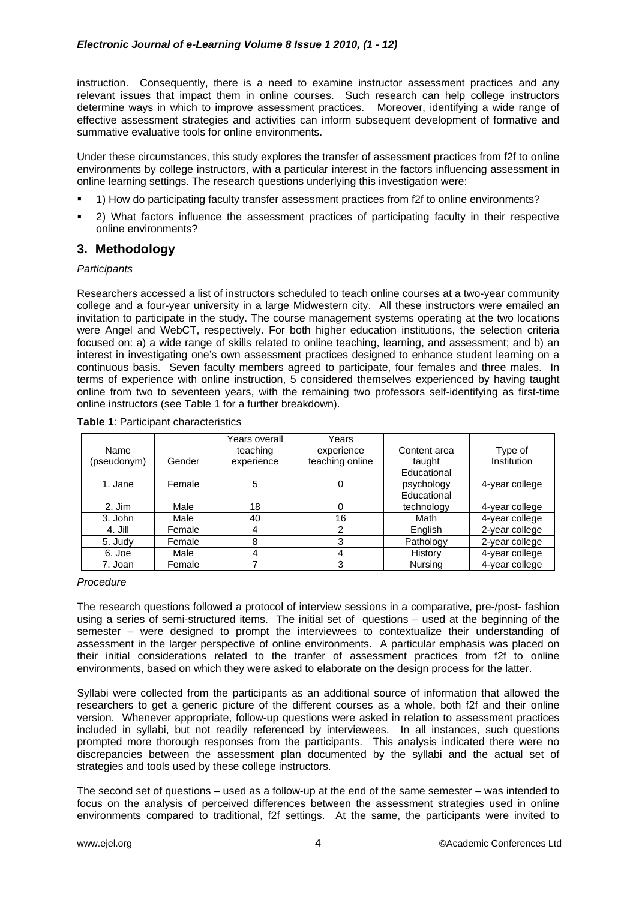instruction. Consequently, there is a need to examine instructor assessment practices and any relevant issues that impact them in online courses. Such research can help college instructors determine ways in which to improve assessment practices. Moreover, identifying a wide range of effective assessment strategies and activities can inform subsequent development of formative and summative evaluative tools for online environments.

Under these circumstances, this study explores the transfer of assessment practices from f2f to online environments by college instructors, with a particular interest in the factors influencing assessment in online learning settings. The research questions underlying this investigation were:

- 1) How do participating faculty transfer assessment practices from f2f to online environments?
- 2) What factors influence the assessment practices of participating faculty in their respective online environments?

## 3. Methodology

*Participants*

Researchers accessed a list of instructors scheduled to teach online courses at a two-year community college and a four-year university in a large Midwestern city. All these instructors were emailed an invitation to participate in the study. The course management systems operating at the two locations were Angel and WebCT, respectively. For both higher education institutions, the selection criteria focused on: a) a wide range of skills related to online teaching, learning, and assessment; and b) an interest in investigating one's own assessment practices designed to enhance student learning on a continuous basis. Seven faculty members agreed to participate, four females and three males. In terms of experience with online instruction, 5 considered themselves experienced by having taught online from two to seventeen years, with the remaining two professors self-identifying as first-time online instructors (see Table 1 for a further breakdown).

**Table 1**: Participant characteristics

| Name (pseudonym) | Gender | Years overall teaching experience | Years experience teaching online | Content area taught | Type of Institution |
|---|---|---|---|---|---|
| 1. Jane | Female | 5 | 0 | Educational psychology | 4-year college |
| 2. Jim | Male | 18 | 0 | Educational technology | 4-year college |
| 3. John | Male | 40 | 16 | Math | 4-year college |
| 4. Jill | Female | 4 | 2 | English | 2-year college |
| 5. Judy | Female | 8 | 3 | Pathology | 2-year college |
| 6. Joe | Male | 4 | 4 | History | 4-year college |
| 7. Joan | Female | 7 | 3 | Nursing | 4-year college |

*Procedure*

The research questions followed a protocol of interview sessions in a comparative, pre-/post- fashion using a series of semi-structured items. The initial set of questions – used at the beginning of the semester – were designed to prompt the interviewees to contextualize their understanding of assessment in the larger perspective of online environments. A particular emphasis was placed on their initial considerations related to the tranfer of assessment practices from f2f to online environments, based on which they were asked to elaborate on the design process for the latter.

Syllabi were collected from the participants as an additional source of information that allowed the researchers to get a generic picture of the different courses as a whole, both f2f and their online version. Whenever appropriate, follow-up questions were asked in relation to assessment practices included in syllabi, but not readily referenced by interviewees. In all instances, such questions prompted more thorough responses from the participants. This analysis indicated there were no discrepancies between the assessment plan documented by the syllabi and the actual set of strategies and tools used by these college instructors.

The second set of questions – used as a follow-up at the end of the same semester – was intended to focus on the analysis of perceived differences between the assessment strategies used in online environments compared to traditional, f2f settings. At the same, the participants were invited to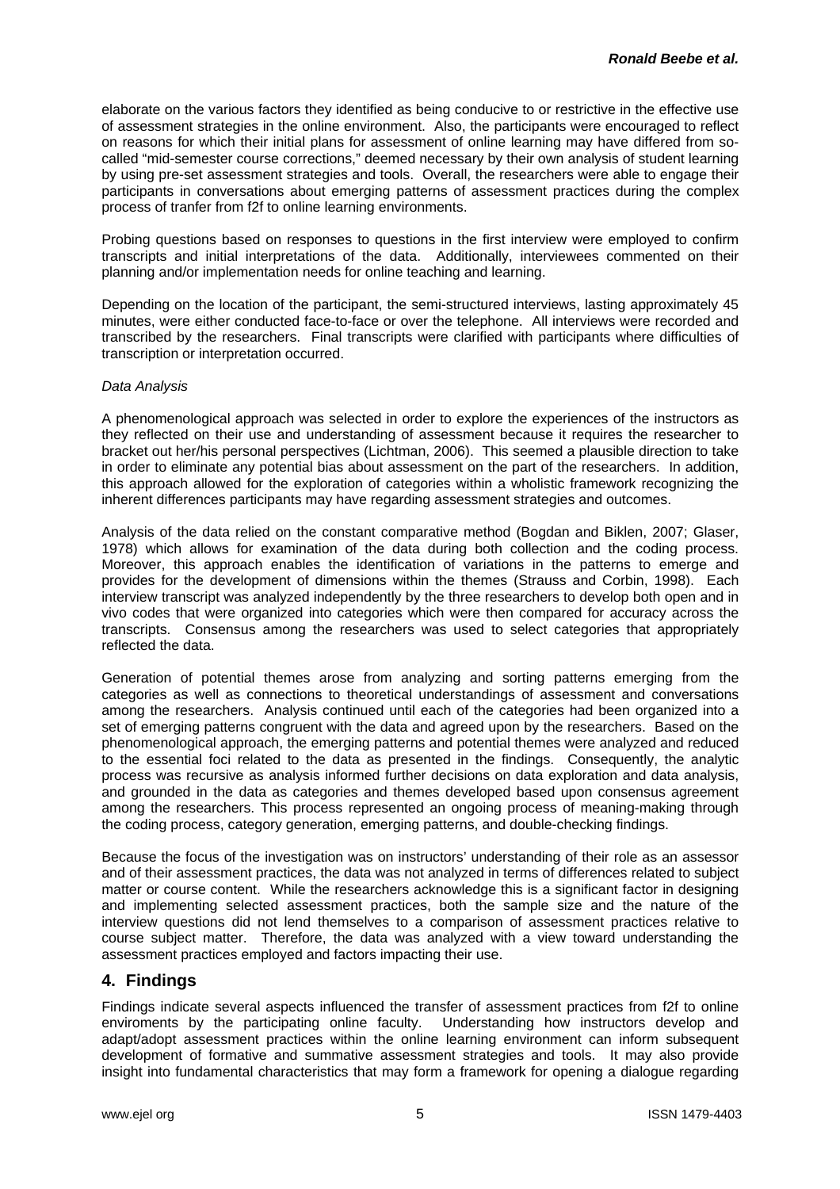elaborate on the various factors they identified as being conducive to or restrictive in the effective use of assessment strategies in the online environment. Also, the participants were encouraged to reflect on reasons for which their initial plans for assessment of online learning may have differed from so-called "mid-semester course corrections," deemed necessary by their own analysis of student learning by using pre-set assessment strategies and tools. Overall, the researchers were able to engage their participants in conversations about emerging patterns of assessment practices during the complex process of tranfer from f2f to online learning environments.

Probing questions based on responses to questions in the first interview were employed to confirm transcripts and initial interpretations of the data. Additionally, interviewees commented on their planning and/or implementation needs for online teaching and learning.

Depending on the location of the participant, the semi-structured interviews, lasting approximately 45 minutes, were either conducted face-to-face or over the telephone. All interviews were recorded and transcribed by the researchers. Final transcripts were clarified with participants where difficulties of transcription or interpretation occurred.

*Data Analysis*

A phenomenological approach was selected in order to explore the experiences of the instructors as they reflected on their use and understanding of assessment because it requires the researcher to bracket out her/his personal perspectives (Lichtman, 2006). This seemed a plausible direction to take in order to eliminate any potential bias about assessment on the part of the researchers. In addition, this approach allowed for the exploration of categories within a wholistic framework recognizing the inherent differences participants may have regarding assessment strategies and outcomes.

Analysis of the data relied on the constant comparative method (Bogdan and Biklen, 2007; Glaser, 1978) which allows for examination of the data during both collection and the coding process. Moreover, this approach enables the identification of variations in the patterns to emerge and provides for the development of dimensions within the themes (Strauss and Corbin, 1998). Each interview transcript was analyzed independently by the three researchers to develop both open and in vivo codes that were organized into categories which were then compared for accuracy across the transcripts. Consensus among the researchers was used to select categories that appropriately reflected the data.

Generation of potential themes arose from analyzing and sorting patterns emerging from the categories as well as connections to theoretical understandings of assessment and conversations among the researchers. Analysis continued until each of the categories had been organized into a set of emerging patterns congruent with the data and agreed upon by the researchers. Based on the phenomenological approach, the emerging patterns and potential themes were analyzed and reduced to the essential foci related to the data as presented in the findings. Consequently, the analytic process was recursive as analysis informed further decisions on data exploration and data analysis, and grounded in the data as categories and themes developed based upon consensus agreement among the researchers. This process represented an ongoing process of meaning-making through the coding process, category generation, emerging patterns, and double-checking findings.

Because the focus of the investigation was on instructors' understanding of their role as an assessor and of their assessment practices, the data was not analyzed in terms of differences related to subject matter or course content. While the researchers acknowledge this is a significant factor in designing and implementing selected assessment practices, both the sample size and the nature of the interview questions did not lend themselves to a comparison of assessment practices relative to course subject matter. Therefore, the data was analyzed with a view toward understanding the assessment practices employed and factors impacting their use.

## 4. Findings

Findings indicate several aspects influenced the transfer of assessment practices from f2f to online enviroments by the participating online faculty. Understanding how instructors develop and adapt/adopt assessment practices within the online learning environment can inform subsequent development of formative and summative assessment strategies and tools. It may also provide insight into fundamental characteristics that may form a framework for opening a dialogue regarding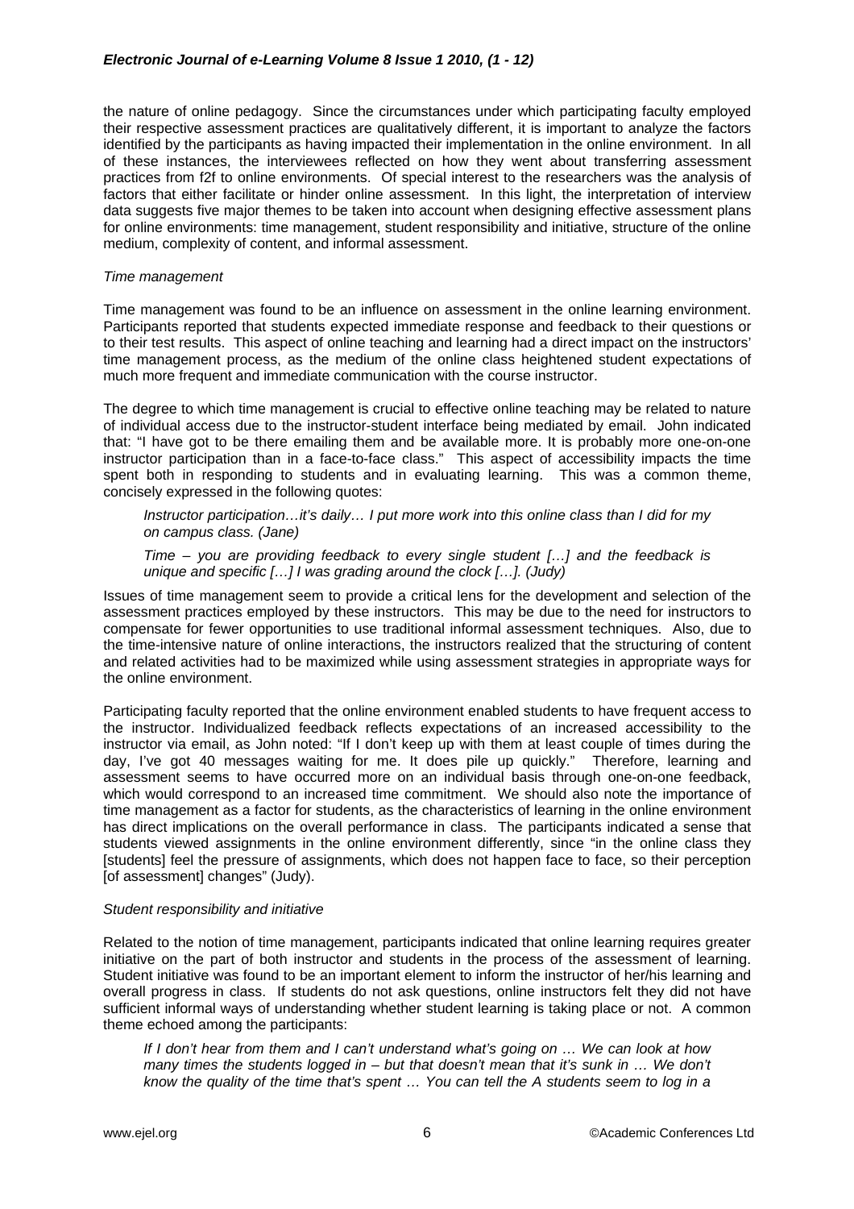the nature of online pedagogy. Since the circumstances under which participating faculty employed their respective assessment practices are qualitatively different, it is important to analyze the factors identified by the participants as having impacted their implementation in the online environment. In all of these instances, the interviewees reflected on how they went about transferring assessment practices from f2f to online environments. Of special interest to the researchers was the analysis of factors that either facilitate or hinder online assessment. In this light, the interpretation of interview data suggests five major themes to be taken into account when designing effective assessment plans for online environments: time management, student responsibility and initiative, structure of the online medium, complexity of content, and informal assessment.

*Time management*

Time management was found to be an influence on assessment in the online learning environment. Participants reported that students expected immediate response and feedback to their questions or to their test results. This aspect of online teaching and learning had a direct impact on the instructors' time management process, as the medium of the online class heightened student expectations of much more frequent and immediate communication with the course instructor.

The degree to which time management is crucial to effective online teaching may be related to nature of individual access due to the instructor-student interface being mediated by email. John indicated that: "I have got to be there emailing them and be available more. It is probably more one-on-one instructor participation than in a face-to-face class." This aspect of accessibility impacts the time spent both in responding to students and in evaluating learning. This was a common theme, concisely expressed in the following quotes:

> *Instructor participation…it's daily… I put more work into this online class than I did for my on campus class. (Jane)*

> *Time – you are providing feedback to every single student […] and the feedback is unique and specific […] I was grading around the clock […]. (Judy)*

Issues of time management seem to provide a critical lens for the development and selection of the assessment practices employed by these instructors. This may be due to the need for instructors to compensate for fewer opportunities to use traditional informal assessment techniques. Also, due to the time-intensive nature of online interactions, the instructors realized that the structuring of content and related activities had to be maximized while using assessment strategies in appropriate ways for the online environment.

Participating faculty reported that the online environment enabled students to have frequent access to the instructor. Individualized feedback reflects expectations of an increased accessibility to the instructor via email, as John noted: "If I don't keep up with them at least couple of times during the day, I've got 40 messages waiting for me. It does pile up quickly." Therefore, learning and assessment seems to have occurred more on an individual basis through one-on-one feedback, which would correspond to an increased time commitment. We should also note the importance of time management as a factor for students, as the characteristics of learning in the online environment has direct implications on the overall performance in class. The participants indicated a sense that students viewed assignments in the online environment differently, since "in the online class they [students] feel the pressure of assignments, which does not happen face to face, so their perception [of assessment] changes" (Judy).

*Student responsibility and initiative*

Related to the notion of time management, participants indicated that online learning requires greater initiative on the part of both instructor and students in the process of the assessment of learning. Student initiative was found to be an important element to inform the instructor of her/his learning and overall progress in class. If students do not ask questions, online instructors felt they did not have sufficient informal ways of understanding whether student learning is taking place or not. A common theme echoed among the participants:

> *If I don't hear from them and I can't understand what's going on … We can look at how many times the students logged in – but that doesn't mean that it's sunk in … We don't know the quality of the time that's spent … You can tell the A students seem to log in a*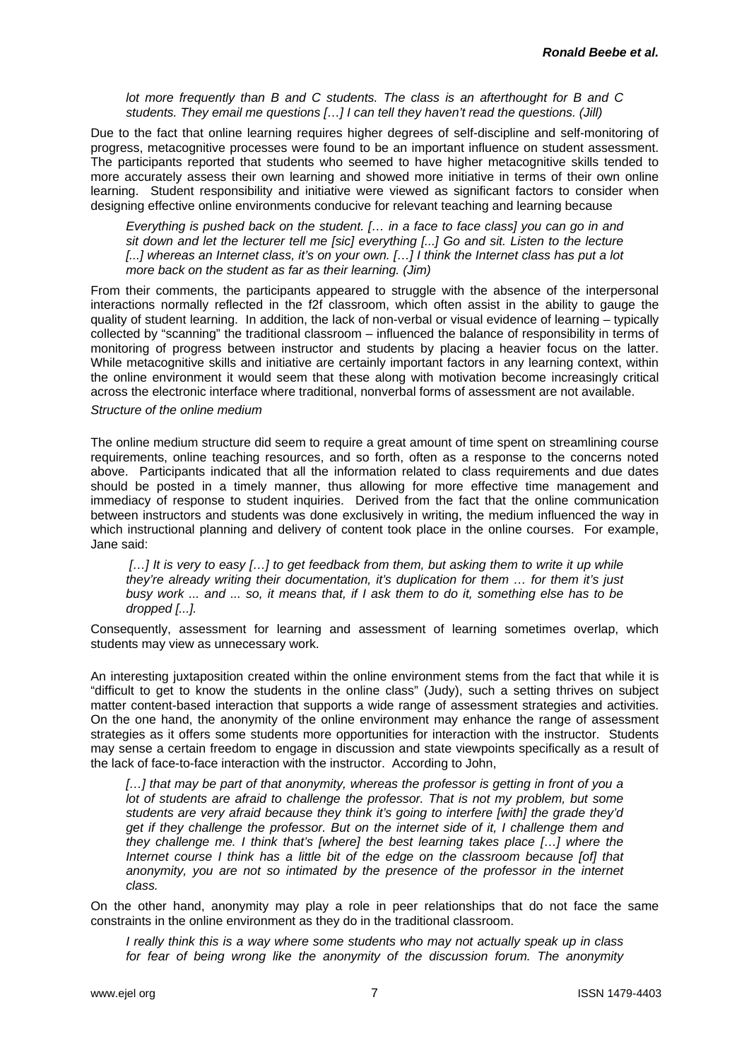*lot more frequently than B and C students. The class is an afterthought for B and C students. They email me questions […] I can tell they haven't read the questions. (Jill)*

Due to the fact that online learning requires higher degrees of self-discipline and self-monitoring of progress, metacognitive processes were found to be an important influence on student assessment. The participants reported that students who seemed to have higher metacognitive skills tended to more accurately assess their own learning and showed more initiative in terms of their own online learning. Student responsibility and initiative were viewed as significant factors to consider when designing effective online environments conducive for relevant teaching and learning because

> *Everything is pushed back on the student. [… in a face to face class] you can go in and sit down and let the lecturer tell me [sic] everything [...] Go and sit. Listen to the lecture [...] whereas an Internet class, it's on your own. […] I think the Internet class has put a lot more back on the student as far as their learning. (Jim)*

From their comments, the participants appeared to struggle with the absence of the interpersonal interactions normally reflected in the f2f classroom, which often assist in the ability to gauge the quality of student learning. In addition, the lack of non-verbal or visual evidence of learning – typically collected by "scanning" the traditional classroom – influenced the balance of responsibility in terms of monitoring of progress between instructor and students by placing a heavier focus on the latter. While metacognitive skills and initiative are certainly important factors in any learning context, within the online environment it would seem that these along with motivation become increasingly critical across the electronic interface where traditional, nonverbal forms of assessment are not available.

*Structure of the online medium*

The online medium structure did seem to require a great amount of time spent on streamlining course requirements, online teaching resources, and so forth, often as a response to the concerns noted above. Participants indicated that all the information related to class requirements and due dates should be posted in a timely manner, thus allowing for more effective time management and immediacy of response to student inquiries. Derived from the fact that the online communication between instructors and students was done exclusively in writing, the medium influenced the way in which instructional planning and delivery of content took place in the online courses. For example, Jane said:

> *[…] It is very to easy […] to get feedback from them, but asking them to write it up while they're already writing their documentation, it's duplication for them … for them it's just busy work ... and ... so, it means that, if I ask them to do it, something else has to be dropped [...].*

Consequently, assessment for learning and assessment of learning sometimes overlap, which students may view as unnecessary work.

An interesting juxtaposition created within the online environment stems from the fact that while it is "difficult to get to know the students in the online class" (Judy), such a setting thrives on subject matter content-based interaction that supports a wide range of assessment strategies and activities. On the one hand, the anonymity of the online environment may enhance the range of assessment strategies as it offers some students more opportunities for interaction with the instructor. Students may sense a certain freedom to engage in discussion and state viewpoints specifically as a result of the lack of face-to-face interaction with the instructor. According to John,

> *[…] that may be part of that anonymity, whereas the professor is getting in front of you a lot of students are afraid to challenge the professor. That is not my problem, but some students are very afraid because they think it's going to interfere [with] the grade they'd get if they challenge the professor. But on the internet side of it, I challenge them and they challenge me. I think that's [where] the best learning takes place […] where the Internet course I think has a little bit of the edge on the classroom because [of] that anonymity, you are not so intimated by the presence of the professor in the internet class.*

On the other hand, anonymity may play a role in peer relationships that do not face the same constraints in the online environment as they do in the traditional classroom.

> *I really think this is a way where some students who may not actually speak up in class for fear of being wrong like the anonymity of the discussion forum. The anonymity*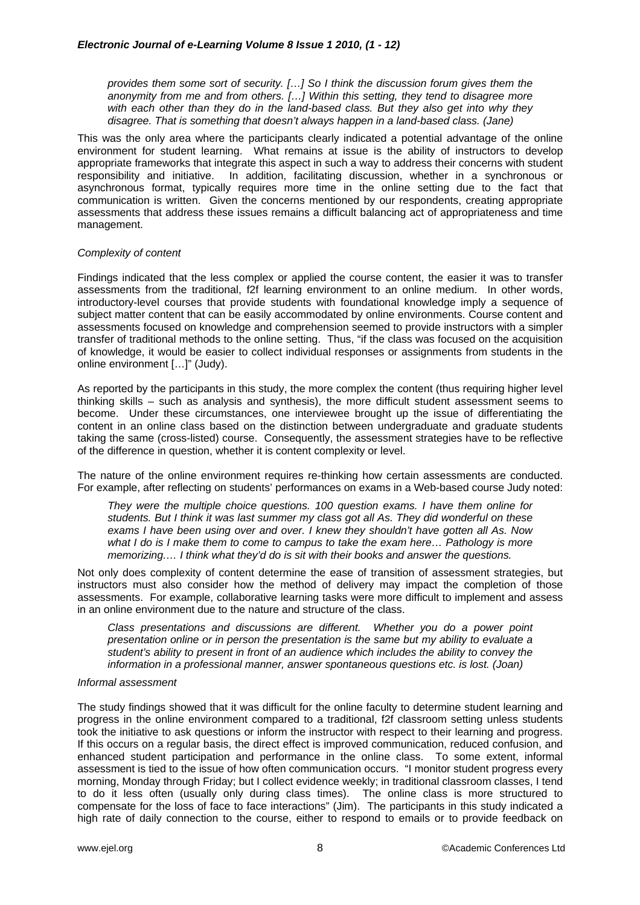> *provides them some sort of security. […] So I think the discussion forum gives them the anonymity from me and from others. […] Within this setting, they tend to disagree more with each other than they do in the land-based class. But they also get into why they disagree. That is something that doesn't always happen in a land-based class. (Jane)*

This was the only area where the participants clearly indicated a potential advantage of the online environment for student learning. What remains at issue is the ability of instructors to develop appropriate frameworks that integrate this aspect in such a way to address their concerns with student responsibility and initiative. In addition, facilitating discussion, whether in a synchronous or asynchronous format, typically requires more time in the online setting due to the fact that communication is written. Given the concerns mentioned by our respondents, creating appropriate assessments that address these issues remains a difficult balancing act of appropriateness and time management.

*Complexity of content*

Findings indicated that the less complex or applied the course content, the easier it was to transfer assessments from the traditional, f2f learning environment to an online medium. In other words, introductory-level courses that provide students with foundational knowledge imply a sequence of subject matter content that can be easily accommodated by online environments. Course content and assessments focused on knowledge and comprehension seemed to provide instructors with a simpler transfer of traditional methods to the online setting. Thus, "if the class was focused on the acquisition of knowledge, it would be easier to collect individual responses or assignments from students in the online environment […]" (Judy).

As reported by the participants in this study, the more complex the content (thus requiring higher level thinking skills – such as analysis and synthesis), the more difficult student assessment seems to become. Under these circumstances, one interviewee brought up the issue of differentiating the content in an online class based on the distinction between undergraduate and graduate students taking the same (cross-listed) course. Consequently, the assessment strategies have to be reflective of the difference in question, whether it is content complexity or level.

The nature of the online environment requires re-thinking how certain assessments are conducted. For example, after reflecting on students' performances on exams in a Web-based course Judy noted:

> *They were the multiple choice questions. 100 question exams. I have them online for students. But I think it was last summer my class got all As. They did wonderful on these exams I have been using over and over. I knew they shouldn't have gotten all As. Now what I do is I make them to come to campus to take the exam here… Pathology is more memorizing.… I think what they'd do is sit with their books and answer the questions.*

Not only does complexity of content determine the ease of transition of assessment strategies, but instructors must also consider how the method of delivery may impact the completion of those assessments. For example, collaborative learning tasks were more difficult to implement and assess in an online environment due to the nature and structure of the class.

> *Class presentations and discussions are different. Whether you do a power point presentation online or in person the presentation is the same but my ability to evaluate a student's ability to present in front of an audience which includes the ability to convey the information in a professional manner, answer spontaneous questions etc. is lost. (Joan)*

*Informal assessment*

The study findings showed that it was difficult for the online faculty to determine student learning and progress in the online environment compared to a traditional, f2f classroom setting unless students took the initiative to ask questions or inform the instructor with respect to their learning and progress. If this occurs on a regular basis, the direct effect is improved communication, reduced confusion, and enhanced student participation and performance in the online class. To some extent, informal assessment is tied to the issue of how often communication occurs. "I monitor student progress every morning, Monday through Friday; but I collect evidence weekly; in traditional classroom classes, I tend to do it less often (usually only during class times). The online class is more structured to compensate for the loss of face to face interactions" (Jim). The participants in this study indicated a high rate of daily connection to the course, either to respond to emails or to provide feedback on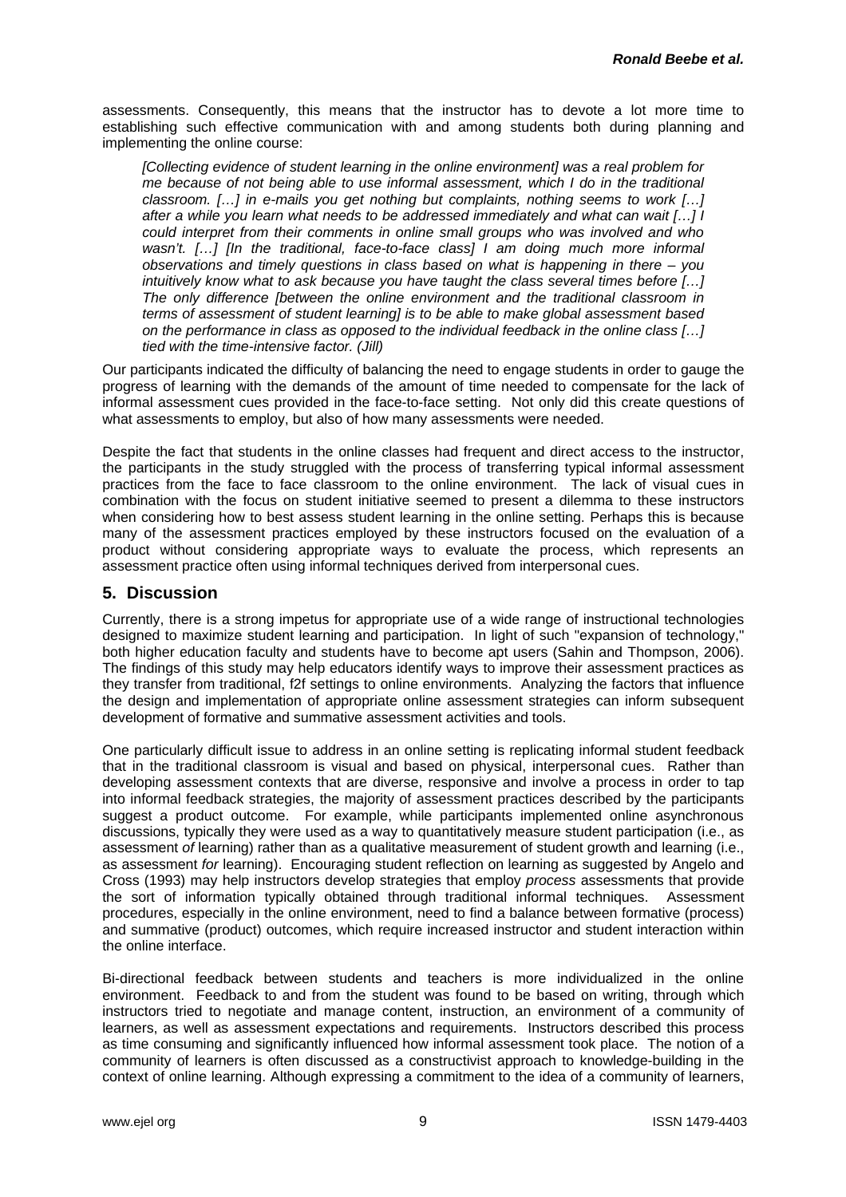assessments. Consequently, this means that the instructor has to devote a lot more time to establishing such effective communication with and among students both during planning and implementing the online course:

> *[Collecting evidence of student learning in the online environment] was a real problem for me because of not being able to use informal assessment, which I do in the traditional classroom. […] in e-mails you get nothing but complaints, nothing seems to work […] after a while you learn what needs to be addressed immediately and what can wait […] I could interpret from their comments in online small groups who was involved and who wasn't. […] [In the traditional, face-to-face class] I am doing much more informal observations and timely questions in class based on what is happening in there – you intuitively know what to ask because you have taught the class several times before […] The only difference [between the online environment and the traditional classroom in terms of assessment of student learning] is to be able to make global assessment based on the performance in class as opposed to the individual feedback in the online class […] tied with the time-intensive factor. (Jill)*

Our participants indicated the difficulty of balancing the need to engage students in order to gauge the progress of learning with the demands of the amount of time needed to compensate for the lack of informal assessment cues provided in the face-to-face setting. Not only did this create questions of what assessments to employ, but also of how many assessments were needed.

Despite the fact that students in the online classes had frequent and direct access to the instructor, the participants in the study struggled with the process of transferring typical informal assessment practices from the face to face classroom to the online environment. The lack of visual cues in combination with the focus on student initiative seemed to present a dilemma to these instructors when considering how to best assess student learning in the online setting. Perhaps this is because many of the assessment practices employed by these instructors focused on the evaluation of a product without considering appropriate ways to evaluate the process, which represents an assessment practice often using informal techniques derived from interpersonal cues.

## 5. Discussion

Currently, there is a strong impetus for appropriate use of a wide range of instructional technologies designed to maximize student learning and participation. In light of such "expansion of technology," both higher education faculty and students have to become apt users (Sahin and Thompson, 2006). The findings of this study may help educators identify ways to improve their assessment practices as they transfer from traditional, f2f settings to online environments. Analyzing the factors that influence the design and implementation of appropriate online assessment strategies can inform subsequent development of formative and summative assessment activities and tools.

One particularly difficult issue to address in an online setting is replicating informal student feedback that in the traditional classroom is visual and based on physical, interpersonal cues. Rather than developing assessment contexts that are diverse, responsive and involve a process in order to tap into informal feedback strategies, the majority of assessment practices described by the participants suggest a product outcome. For example, while participants implemented online asynchronous discussions, typically they were used as a way to quantitatively measure student participation (i.e., as assessment *of* learning) rather than as a qualitative measurement of student growth and learning (i.e., as assessment *for* learning). Encouraging student reflection on learning as suggested by Angelo and Cross (1993) may help instructors develop strategies that employ *process* assessments that provide the sort of information typically obtained through traditional informal techniques. Assessment procedures, especially in the online environment, need to find a balance between formative (process) and summative (product) outcomes, which require increased instructor and student interaction within the online interface.

Bi-directional feedback between students and teachers is more individualized in the online environment. Feedback to and from the student was found to be based on writing, through which instructors tried to negotiate and manage content, instruction, an environment of a community of learners, as well as assessment expectations and requirements. Instructors described this process as time consuming and significantly influenced how informal assessment took place. The notion of a community of learners is often discussed as a constructivist approach to knowledge-building in the context of online learning. Although expressing a commitment to the idea of a community of learners,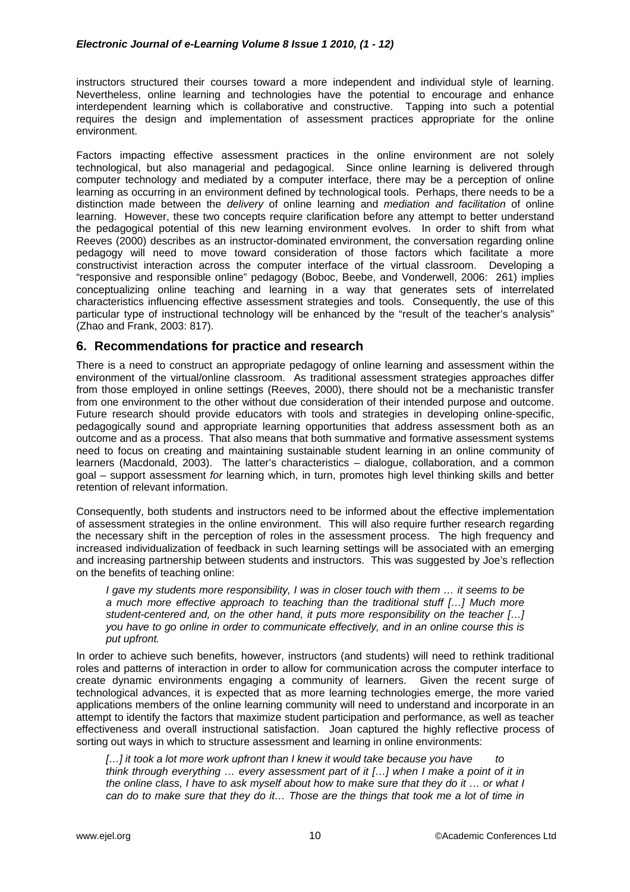instructors structured their courses toward a more independent and individual style of learning. Nevertheless, online learning and technologies have the potential to encourage and enhance interdependent learning which is collaborative and constructive. Tapping into such a potential requires the design and implementation of assessment practices appropriate for the online environment.

Factors impacting effective assessment practices in the online environment are not solely technological, but also managerial and pedagogical. Since online learning is delivered through computer technology and mediated by a computer interface, there may be a perception of online learning as occurring in an environment defined by technological tools. Perhaps, there needs to be a distinction made between the *delivery* of online learning and *mediation and facilitation* of online learning. However, these two concepts require clarification before any attempt to better understand the pedagogical potential of this new learning environment evolves. In order to shift from what Reeves (2000) describes as an instructor-dominated environment, the conversation regarding online pedagogy will need to move toward consideration of those factors which facilitate a more constructivist interaction across the computer interface of the virtual classroom. Developing a "responsive and responsible online" pedagogy (Boboc, Beebe, and Vonderwell, 2006: 261) implies conceptualizing online teaching and learning in a way that generates sets of interrelated characteristics influencing effective assessment strategies and tools. Consequently, the use of this particular type of instructional technology will be enhanced by the "result of the teacher's analysis" (Zhao and Frank, 2003: 817).

## 6. Recommendations for practice and research

There is a need to construct an appropriate pedagogy of online learning and assessment within the environment of the virtual/online classroom. As traditional assessment strategies approaches differ from those employed in online settings (Reeves, 2000), there should not be a mechanistic transfer from one environment to the other without due consideration of their intended purpose and outcome. Future research should provide educators with tools and strategies in developing online-specific, pedagogically sound and appropriate learning opportunities that address assessment both as an outcome and as a process. That also means that both summative and formative assessment systems need to focus on creating and maintaining sustainable student learning in an online community of learners (Macdonald, 2003). The latter's characteristics – dialogue, collaboration, and a common goal – support assessment *for* learning which, in turn, promotes high level thinking skills and better retention of relevant information.

Consequently, both students and instructors need to be informed about the effective implementation of assessment strategies in the online environment. This will also require further research regarding the necessary shift in the perception of roles in the assessment process. The high frequency and increased individualization of feedback in such learning settings will be associated with an emerging and increasing partnership between students and instructors. This was suggested by Joe's reflection on the benefits of teaching online:

> *I gave my students more responsibility, I was in closer touch with them … it seems to be a much more effective approach to teaching than the traditional stuff […] Much more student-centered and, on the other hand, it puts more responsibility on the teacher […] you have to go online in order to communicate effectively, and in an online course this is put upfront.*

In order to achieve such benefits, however, instructors (and students) will need to rethink traditional roles and patterns of interaction in order to allow for communication across the computer interface to create dynamic environments engaging a community of learners. Given the recent surge of technological advances, it is expected that as more learning technologies emerge, the more varied applications members of the online learning community will need to understand and incorporate in an attempt to identify the factors that maximize student participation and performance, as well as teacher effectiveness and overall instructional satisfaction. Joan captured the highly reflective process of sorting out ways in which to structure assessment and learning in online environments:

> *[…] it took a lot more work upfront than I knew it would take because you have to think through everything … every assessment part of it […] when I make a point of it in the online class, I have to ask myself about how to make sure that they do it … or what I can do to make sure that they do it… Those are the things that took me a lot of time in*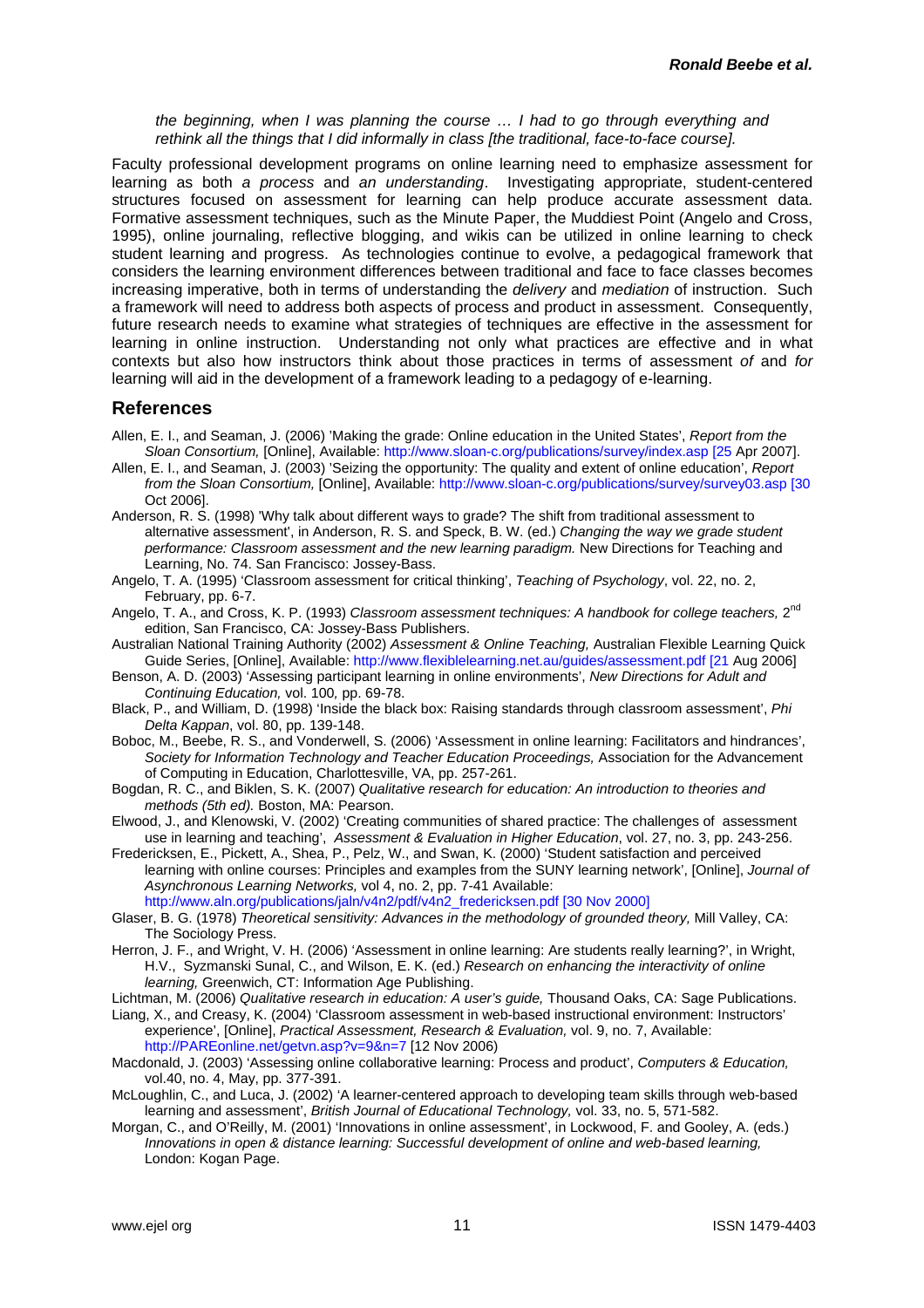*the beginning, when I was planning the course … I had to go through everything and rethink all the things that I did informally in class [the traditional, face-to-face course].*

Faculty professional development programs on online learning need to emphasize assessment for learning as both *a process* and *an understanding*. Investigating appropriate, student-centered structures focused on assessment for learning can help produce accurate assessment data. Formative assessment techniques, such as the Minute Paper, the Muddiest Point (Angelo and Cross, 1995), online journaling, reflective blogging, and wikis can be utilized in online learning to check student learning and progress. As technologies continue to evolve, a pedagogical framework that considers the learning environment differences between traditional and face to face classes becomes increasing imperative, both in terms of understanding the *delivery* and *mediation* of instruction. Such a framework will need to address both aspects of process and product in assessment. Consequently, future research needs to examine what strategies of techniques are effective in the assessment for learning in online instruction. Understanding not only what practices are effective and in what contexts but also how instructors think about those practices in terms of assessment *of* and *for* learning will aid in the development of a framework leading to a pedagogy of e-learning.

## References

Allen, E. I., and Seaman, J. (2006) 'Making the grade: Online education in the United States', *Report from the Sloan Consortium,* [Online], Available: http://www.sloan-c.org/publications/survey/index.asp [25 Apr 2007].

Allen, E. I., and Seaman, J. (2003) 'Seizing the opportunity: The quality and extent of online education', *Report from the Sloan Consortium,* [Online], Available: http://www.sloan-c.org/publications/survey/survey03.asp [30 Oct 2006].

Anderson, R. S. (1998) 'Why talk about different ways to grade? The shift from traditional assessment to alternative assessment', in Anderson, R. S. and Speck, B. W. (ed.) *Changing the way we grade student performance: Classroom assessment and the new learning paradigm.* New Directions for Teaching and Learning, No. 74. San Francisco: Jossey-Bass.

Angelo, T. A. (1995) 'Classroom assessment for critical thinking', *Teaching of Psychology*, vol. 22, no. 2, February, pp. 6-7.

Angelo, T. A., and Cross, K. P. (1993) *Classroom assessment techniques: A handbook for college teachers,* 2nd edition, San Francisco, CA: Jossey-Bass Publishers.

Australian National Training Authority (2002) *Assessment & Online Teaching,* Australian Flexible Learning Quick Guide Series, [Online], Available: http://www.flexiblelearning.net.au/guides/assessment.pdf [21 Aug 2006]

Benson, A. D. (2003) 'Assessing participant learning in online environments', *New Directions for Adult and Continuing Education,* vol. 100*,* pp. 69-78.

Black, P., and William, D. (1998) 'Inside the black box: Raising standards through classroom assessment', *Phi Delta Kappan*, vol. 80, pp. 139-148.

Boboc, M., Beebe, R. S., and Vonderwell, S. (2006) 'Assessment in online learning: Facilitators and hindrances', *Society for Information Technology and Teacher Education Proceedings,* Association for the Advancement of Computing in Education, Charlottesville, VA, pp. 257-261.

Bogdan, R. C., and Biklen, S. K. (2007) *Qualitative research for education: An introduction to theories and methods (5th ed).* Boston, MA: Pearson.

Elwood, J., and Klenowski, V. (2002) 'Creating communities of shared practice: The challenges of assessment use in learning and teaching', *Assessment & Evaluation in Higher Education*, vol. 27, no. 3, pp. 243-256.

Fredericksen, E., Pickett, A., Shea, P., Pelz, W., and Swan, K. (2000) 'Student satisfaction and perceived learning with online courses: Principles and examples from the SUNY learning network', [Online], *Journal of Asynchronous Learning Networks,* vol 4, no. 2, pp. 7-41 Available: http://www.aln.org/publications/jaln/v4n2/pdf/v4n2_fredericksen.pdf [30 Nov 2000]

Glaser, B. G. (1978) *Theoretical sensitivity: Advances in the methodology of grounded theory,* Mill Valley, CA: The Sociology Press.

Herron, J. F., and Wright, V. H. (2006) 'Assessment in online learning: Are students really learning?', in Wright, H.V., Syzmanski Sunal, C., and Wilson, E. K. (ed.) *Research on enhancing the interactivity of online learning,* Greenwich, CT: Information Age Publishing.

Lichtman, M. (2006) *Qualitative research in education: A user's guide,* Thousand Oaks, CA: Sage Publications.

Liang, X., and Creasy, K. (2004) 'Classroom assessment in web-based instructional environment: Instructors' experience', [Online], *Practical Assessment, Research & Evaluation,* vol. 9, no. 7, Available: http://PAREonline.net/getvn.asp?v=9&n=7 [12 Nov 2006)

Macdonald, J. (2003) 'Assessing online collaborative learning: Process and product', *Computers & Education,* vol.40, no. 4, May, pp. 377-391.

McLoughlin, C., and Luca, J. (2002) 'A learner-centered approach to developing team skills through web-based learning and assessment', *British Journal of Educational Technology,* vol. 33, no. 5, 571-582.

Morgan, C., and O'Reilly, M. (2001) 'Innovations in online assessment', in Lockwood, F. and Gooley, A. (eds.) *Innovations in open & distance learning: Successful development of online and web-based learning,* London: Kogan Page.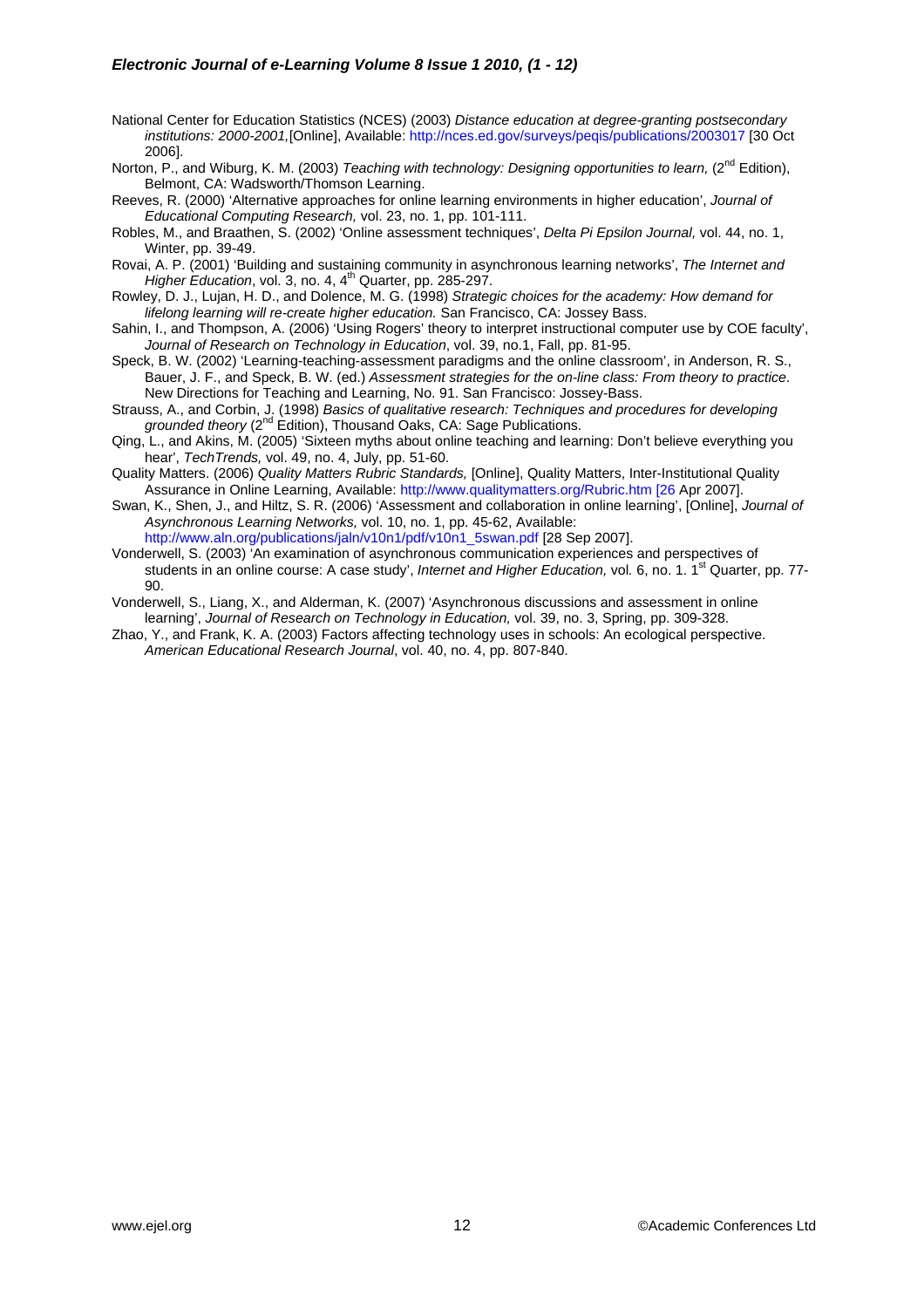National Center for Education Statistics (NCES) (2003) *Distance education at degree-granting postsecondary institutions: 2000-2001,*[Online], Available: http://nces.ed.gov/surveys/peqis/publications/2003017 [30 Oct 2006].

Norton, P., and Wiburg, K. M. (2003) *Teaching with technology: Designing opportunities to learn,* (2nd Edition), Belmont, CA: Wadsworth/Thomson Learning.

Reeves, R. (2000) 'Alternative approaches for online learning environments in higher education', *Journal of Educational Computing Research,* vol. 23, no. 1, pp. 101-111.

Robles, M., and Braathen, S. (2002) 'Online assessment techniques', *Delta Pi Epsilon Journal,* vol. 44, no. 1, Winter, pp. 39-49.

Rovai, A. P. (2001) 'Building and sustaining community in asynchronous learning networks', *The Internet and Higher Education*, vol. 3, no. 4, 4th Quarter, pp. 285-297.

Rowley, D. J., Lujan, H. D., and Dolence, M. G. (1998) *Strategic choices for the academy: How demand for lifelong learning will re-create higher education.* San Francisco, CA: Jossey Bass.

Sahin, I., and Thompson, A. (2006) 'Using Rogers' theory to interpret instructional computer use by COE faculty', *Journal of Research on Technology in Education*, vol. 39, no.1, Fall, pp. 81-95.

Speck, B. W. (2002) 'Learning-teaching-assessment paradigms and the online classroom', in Anderson, R. S., Bauer, J. F., and Speck, B. W. (ed.) *Assessment strategies for the on-line class: From theory to practice*. New Directions for Teaching and Learning, No. 91. San Francisco: Jossey-Bass.

Strauss, A., and Corbin, J. (1998) *Basics of qualitative research: Techniques and procedures for developing grounded theory* (2nd Edition), Thousand Oaks, CA: Sage Publications.

Qing, L., and Akins, M. (2005) 'Sixteen myths about online teaching and learning: Don't believe everything you hear', *TechTrends,* vol. 49, no. 4, July, pp. 51-60.

Quality Matters. (2006) *Quality Matters Rubric Standards,* [Online], Quality Matters, Inter-Institutional Quality Assurance in Online Learning, Available: http://www.qualitymatters.org/Rubric.htm [26 Apr 2007].

Swan, K., Shen, J., and Hiltz, S. R. (2006) 'Assessment and collaboration in online learning', [Online], *Journal of Asynchronous Learning Networks,* vol. 10, no. 1, pp. 45-62, Available: http://www.aln.org/publications/jaln/v10n1/pdf/v10n1_5swan.pdf [28 Sep 2007].

Vonderwell, S. (2003) 'An examination of asynchronous communication experiences and perspectives of students in an online course: A case study', *Internet and Higher Education,* vol. 6, no. 1. 1st Quarter, pp. 77-90.

Vonderwell, S., Liang, X., and Alderman, K. (2007) 'Asynchronous discussions and assessment in online learning', *Journal of Research on Technology in Education,* vol. 39, no. 3, Spring, pp. 309-328.

Zhao, Y., and Frank, K. A. (2003) Factors affecting technology uses in schools: An ecological perspective. *American Educational Research Journal*, vol. 40, no. 4, pp. 807-840.